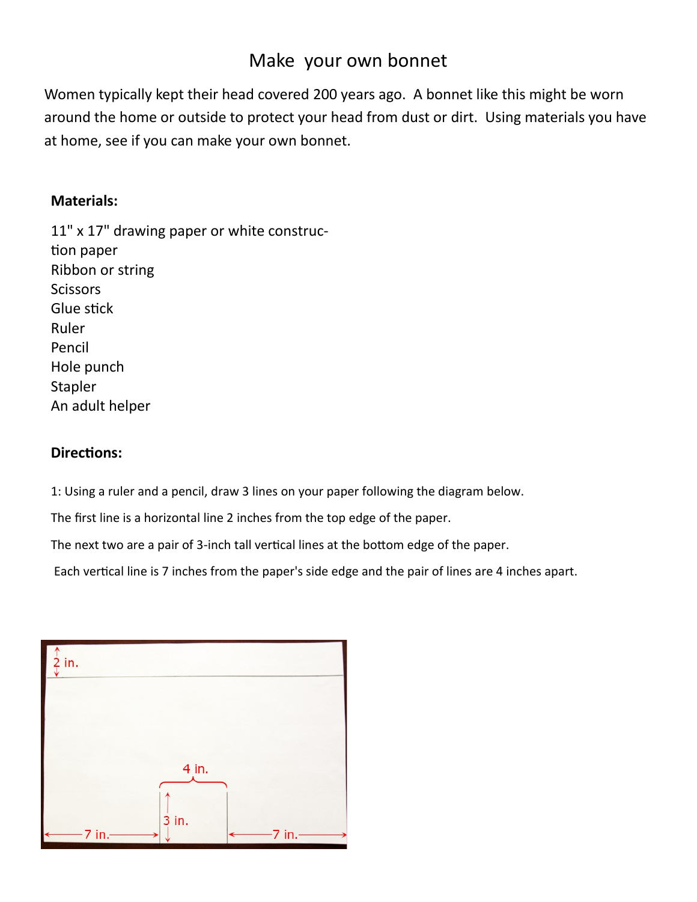# Make your own bonnet

Women typically kept their head covered 200 years ago. A bonnet like this might be worn around the home or outside to protect your head from dust or dirt. Using materials you have at home, see if you can make your own bonnet.

**Materials:**

11" x 17" drawing paper or white construction paper
Ribbon or string
Scissors
Glue stick
Ruler
Pencil
Hole punch
Stapler
An adult helper

**Directions:**

1: Using a ruler and a pencil, draw 3 lines on your paper following the diagram below.

The first line is a horizontal line 2 inches from the top edge of the paper.

The next two are a pair of 3-inch tall vertical lines at the bottom edge of the paper.

Each vertical line is 7 inches from the paper's side edge and the pair of lines are 4 inches apart.

2 in.

4 in.

3 in.

7 in. 7 in.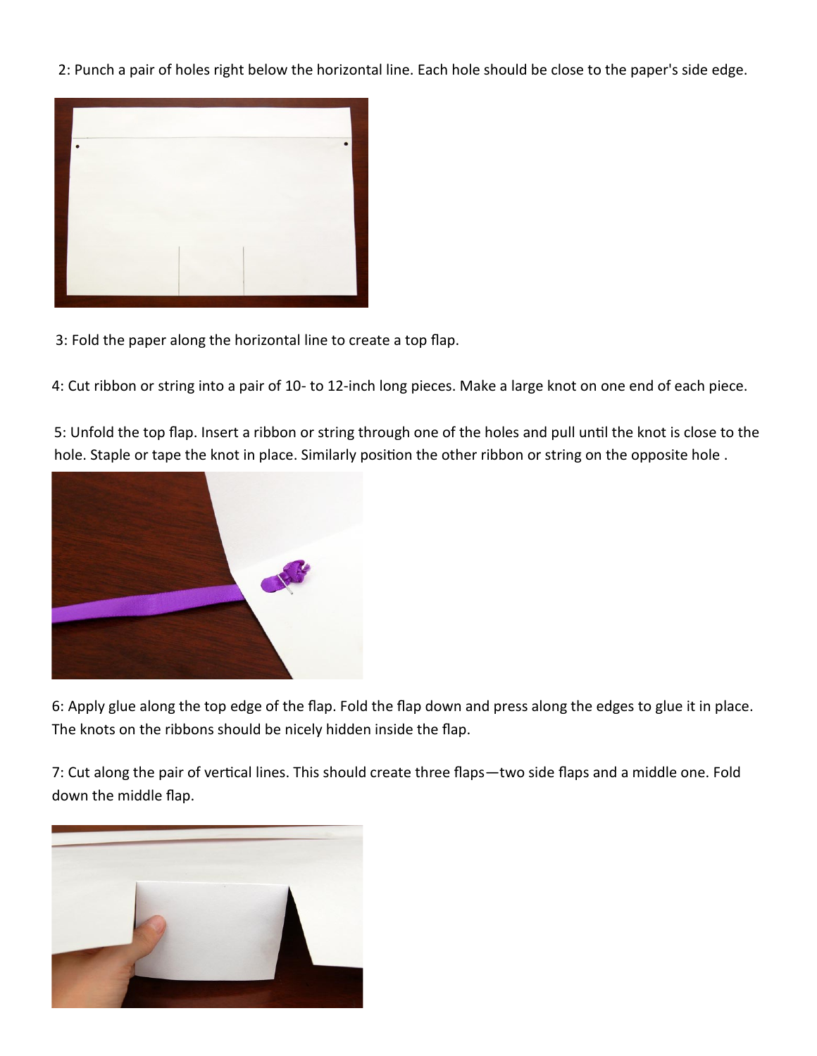2: Punch a pair of holes right below the horizontal line. Each hole should be close to the paper's side edge.

3: Fold the paper along the horizontal line to create a top flap.

4: Cut ribbon or string into a pair of 10- to 12-inch long pieces. Make a large knot on one end of each piece.

5: Unfold the top flap. Insert a ribbon or string through one of the holes and pull until the knot is close to the hole. Staple or tape the knot in place. Similarly position the other ribbon or string on the opposite hole .

6: Apply glue along the top edge of the flap. Fold the flap down and press along the edges to glue it in place. The knots on the ribbons should be nicely hidden inside the flap.

7: Cut along the pair of vertical lines. This should create three flaps—two side flaps and a middle one. Fold down the middle flap.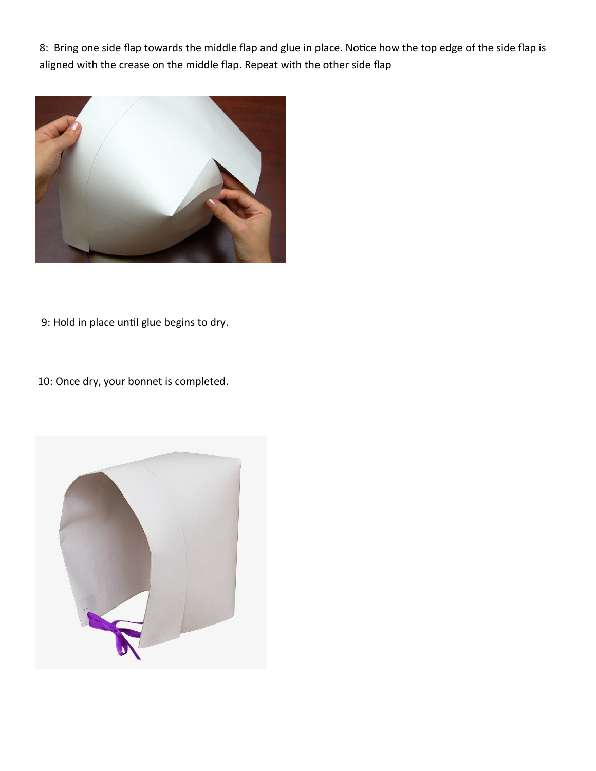8: Bring one side flap towards the middle flap and glue in place. Notice how the top edge of the side flap is aligned with the crease on the middle flap. Repeat with the other side flap

9: Hold in place until glue begins to dry.

10: Once dry, your bonnet is completed.